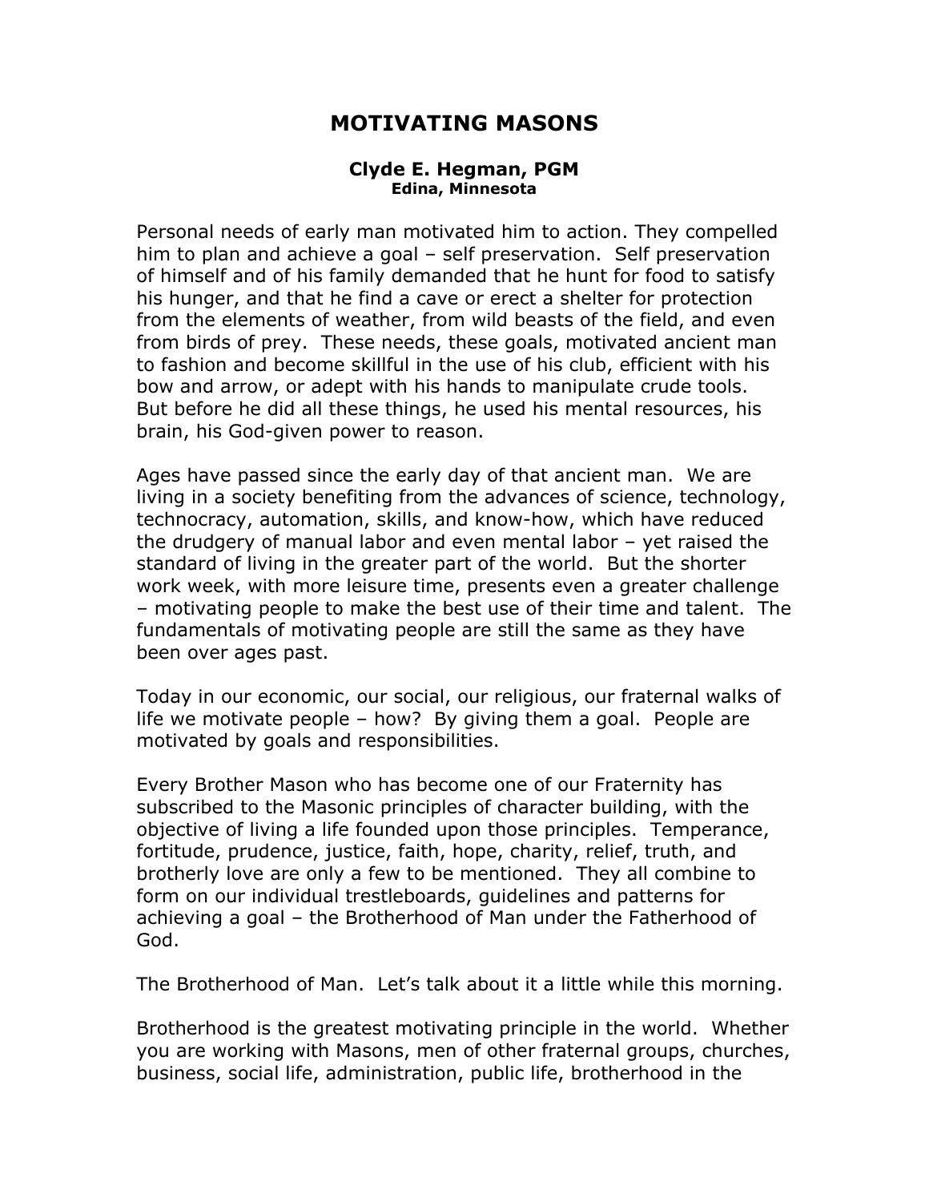# MOTIVATING MASONS

**Clyde E. Hegman, PGM**
**Edina, Minnesota**

Personal needs of early man motivated him to action. They compelled him to plan and achieve a goal – self preservation. Self preservation of himself and of his family demanded that he hunt for food to satisfy his hunger, and that he find a cave or erect a shelter for protection from the elements of weather, from wild beasts of the field, and even from birds of prey. These needs, these goals, motivated ancient man to fashion and become skillful in the use of his club, efficient with his bow and arrow, or adept with his hands to manipulate crude tools. But before he did all these things, he used his mental resources, his brain, his God-given power to reason.

Ages have passed since the early day of that ancient man. We are living in a society benefiting from the advances of science, technology, technocracy, automation, skills, and know-how, which have reduced the drudgery of manual labor and even mental labor – yet raised the standard of living in the greater part of the world. But the shorter work week, with more leisure time, presents even a greater challenge – motivating people to make the best use of their time and talent. The fundamentals of motivating people are still the same as they have been over ages past.

Today in our economic, our social, our religious, our fraternal walks of life we motivate people – how? By giving them a goal. People are motivated by goals and responsibilities.

Every Brother Mason who has become one of our Fraternity has subscribed to the Masonic principles of character building, with the objective of living a life founded upon those principles. Temperance, fortitude, prudence, justice, faith, hope, charity, relief, truth, and brotherly love are only a few to be mentioned. They all combine to form on our individual trestleboards, guidelines and patterns for achieving a goal – the Brotherhood of Man under the Fatherhood of God.

The Brotherhood of Man. Let's talk about it a little while this morning.

Brotherhood is the greatest motivating principle in the world. Whether you are working with Masons, men of other fraternal groups, churches, business, social life, administration, public life, brotherhood in the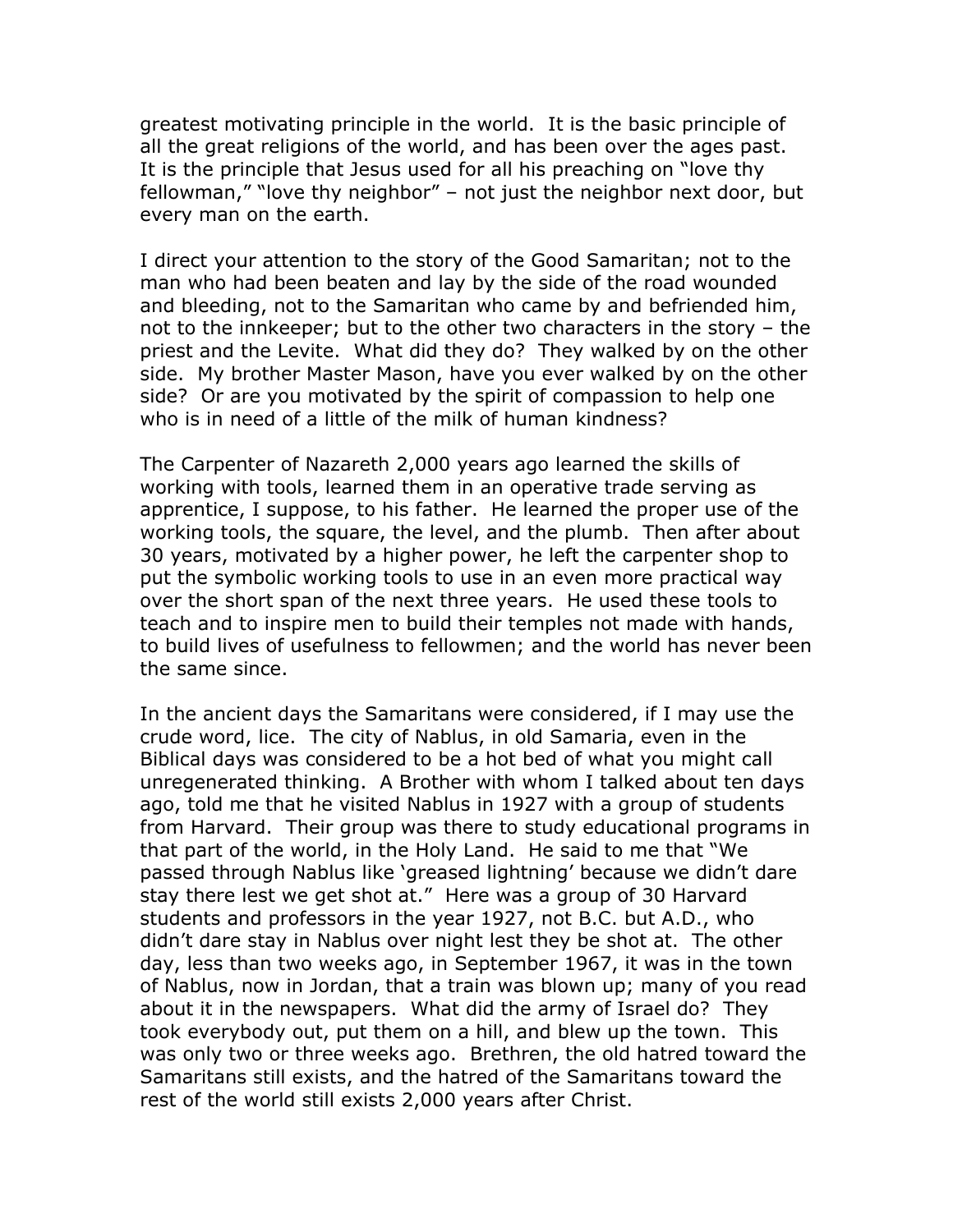greatest motivating principle in the world. It is the basic principle of all the great religions of the world, and has been over the ages past. It is the principle that Jesus used for all his preaching on "love thy fellowman," "love thy neighbor" – not just the neighbor next door, but every man on the earth.

I direct your attention to the story of the Good Samaritan; not to the man who had been beaten and lay by the side of the road wounded and bleeding, not to the Samaritan who came by and befriended him, not to the innkeeper; but to the other two characters in the story – the priest and the Levite. What did they do? They walked by on the other side. My brother Master Mason, have you ever walked by on the other side? Or are you motivated by the spirit of compassion to help one who is in need of a little of the milk of human kindness?

The Carpenter of Nazareth 2,000 years ago learned the skills of working with tools, learned them in an operative trade serving as apprentice, I suppose, to his father. He learned the proper use of the working tools, the square, the level, and the plumb. Then after about 30 years, motivated by a higher power, he left the carpenter shop to put the symbolic working tools to use in an even more practical way over the short span of the next three years. He used these tools to teach and to inspire men to build their temples not made with hands, to build lives of usefulness to fellowmen; and the world has never been the same since.

In the ancient days the Samaritans were considered, if I may use the crude word, lice. The city of Nablus, in old Samaria, even in the Biblical days was considered to be a hot bed of what you might call unregenerated thinking. A Brother with whom I talked about ten days ago, told me that he visited Nablus in 1927 with a group of students from Harvard. Their group was there to study educational programs in that part of the world, in the Holy Land. He said to me that "We passed through Nablus like 'greased lightning' because we didn't dare stay there lest we get shot at." Here was a group of 30 Harvard students and professors in the year 1927, not B.C. but A.D., who didn't dare stay in Nablus over night lest they be shot at. The other day, less than two weeks ago, in September 1967, it was in the town of Nablus, now in Jordan, that a train was blown up; many of you read about it in the newspapers. What did the army of Israel do? They took everybody out, put them on a hill, and blew up the town. This was only two or three weeks ago. Brethren, the old hatred toward the Samaritans still exists, and the hatred of the Samaritans toward the rest of the world still exists 2,000 years after Christ.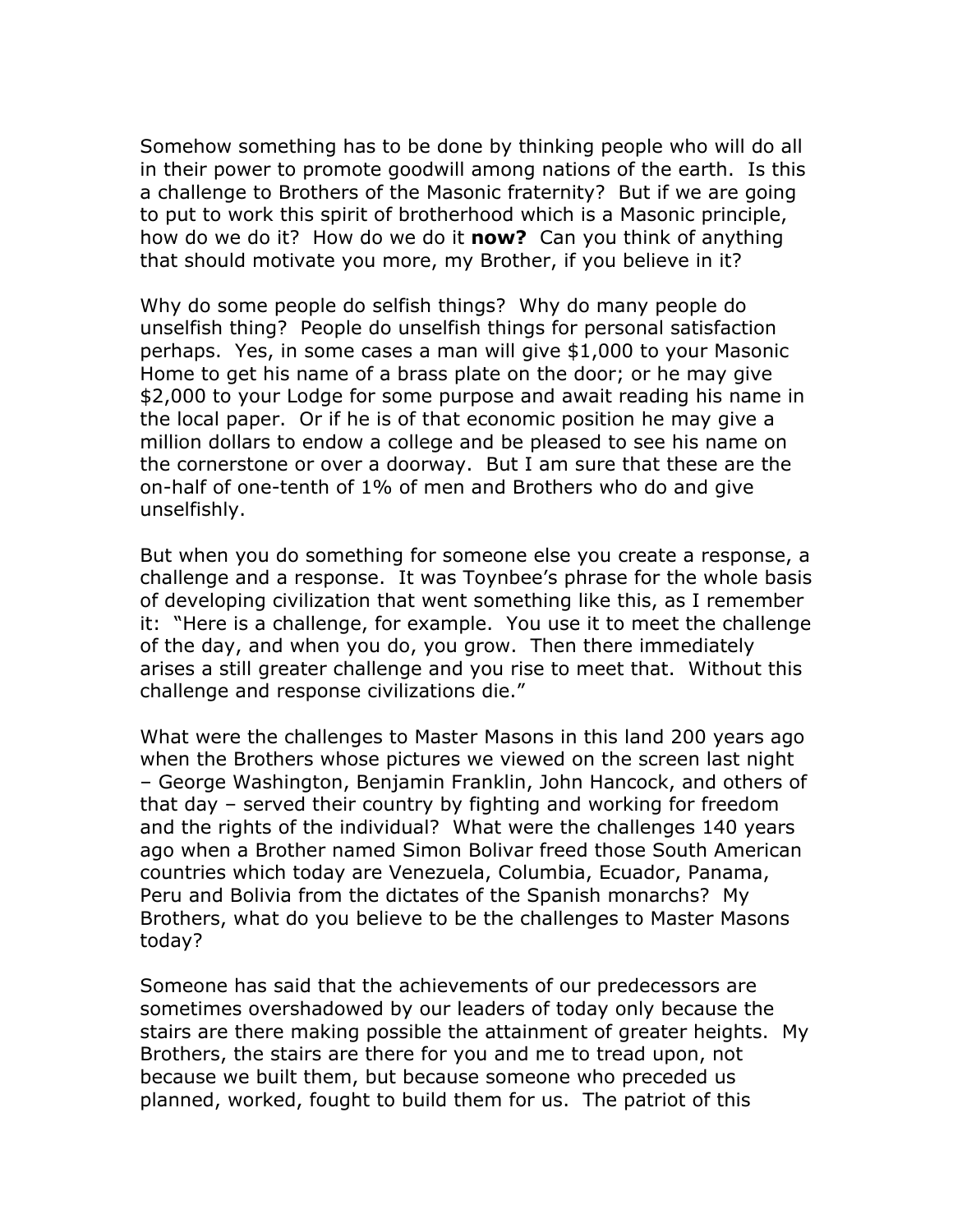Somehow something has to be done by thinking people who will do all in their power to promote goodwill among nations of the earth. Is this a challenge to Brothers of the Masonic fraternity? But if we are going to put to work this spirit of brotherhood which is a Masonic principle, how do we do it? How do we do it **now?** Can you think of anything that should motivate you more, my Brother, if you believe in it?

Why do some people do selfish things? Why do many people do unselfish thing? People do unselfish things for personal satisfaction perhaps. Yes, in some cases a man will give $1,000 to your Masonic Home to get his name of a brass plate on the door; or he may give $2,000 to your Lodge for some purpose and await reading his name in the local paper. Or if he is of that economic position he may give a million dollars to endow a college and be pleased to see his name on the cornerstone or over a doorway. But I am sure that these are the on-half of one-tenth of 1% of men and Brothers who do and give unselfishly.

But when you do something for someone else you create a response, a challenge and a response. It was Toynbee's phrase for the whole basis of developing civilization that went something like this, as I remember it: "Here is a challenge, for example. You use it to meet the challenge of the day, and when you do, you grow. Then there immediately arises a still greater challenge and you rise to meet that. Without this challenge and response civilizations die."

What were the challenges to Master Masons in this land 200 years ago when the Brothers whose pictures we viewed on the screen last night – George Washington, Benjamin Franklin, John Hancock, and others of that day – served their country by fighting and working for freedom and the rights of the individual? What were the challenges 140 years ago when a Brother named Simon Bolivar freed those South American countries which today are Venezuela, Columbia, Ecuador, Panama, Peru and Bolivia from the dictates of the Spanish monarchs? My Brothers, what do you believe to be the challenges to Master Masons today?

Someone has said that the achievements of our predecessors are sometimes overshadowed by our leaders of today only because the stairs are there making possible the attainment of greater heights. My Brothers, the stairs are there for you and me to tread upon, not because we built them, but because someone who preceded us planned, worked, fought to build them for us. The patriot of this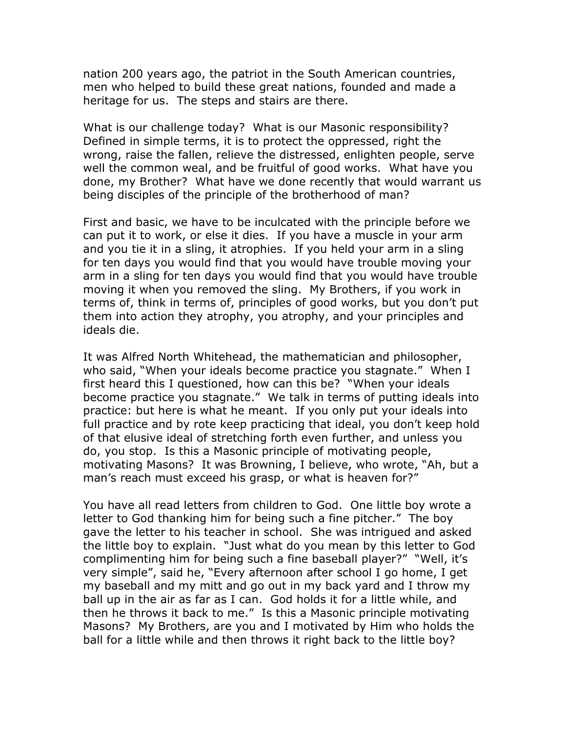nation 200 years ago, the patriot in the South American countries, men who helped to build these great nations, founded and made a heritage for us. The steps and stairs are there.

What is our challenge today? What is our Masonic responsibility? Defined in simple terms, it is to protect the oppressed, right the wrong, raise the fallen, relieve the distressed, enlighten people, serve well the common weal, and be fruitful of good works. What have you done, my Brother? What have we done recently that would warrant us being disciples of the principle of the brotherhood of man?

First and basic, we have to be inculcated with the principle before we can put it to work, or else it dies. If you have a muscle in your arm and you tie it in a sling, it atrophies. If you held your arm in a sling for ten days you would find that you would have trouble moving your arm in a sling for ten days you would find that you would have trouble moving it when you removed the sling. My Brothers, if you work in terms of, think in terms of, principles of good works, but you don't put them into action they atrophy, you atrophy, and your principles and ideals die.

It was Alfred North Whitehead, the mathematician and philosopher, who said, "When your ideals become practice you stagnate." When I first heard this I questioned, how can this be? "When your ideals become practice you stagnate." We talk in terms of putting ideals into practice: but here is what he meant. If you only put your ideals into full practice and by rote keep practicing that ideal, you don't keep hold of that elusive ideal of stretching forth even further, and unless you do, you stop. Is this a Masonic principle of motivating people, motivating Masons? It was Browning, I believe, who wrote, "Ah, but a man's reach must exceed his grasp, or what is heaven for?"

You have all read letters from children to God. One little boy wrote a letter to God thanking him for being such a fine pitcher." The boy gave the letter to his teacher in school. She was intrigued and asked the little boy to explain. "Just what do you mean by this letter to God complimenting him for being such a fine baseball player?" "Well, it's very simple", said he, "Every afternoon after school I go home, I get my baseball and my mitt and go out in my back yard and I throw my ball up in the air as far as I can. God holds it for a little while, and then he throws it back to me." Is this a Masonic principle motivating Masons? My Brothers, are you and I motivated by Him who holds the ball for a little while and then throws it right back to the little boy?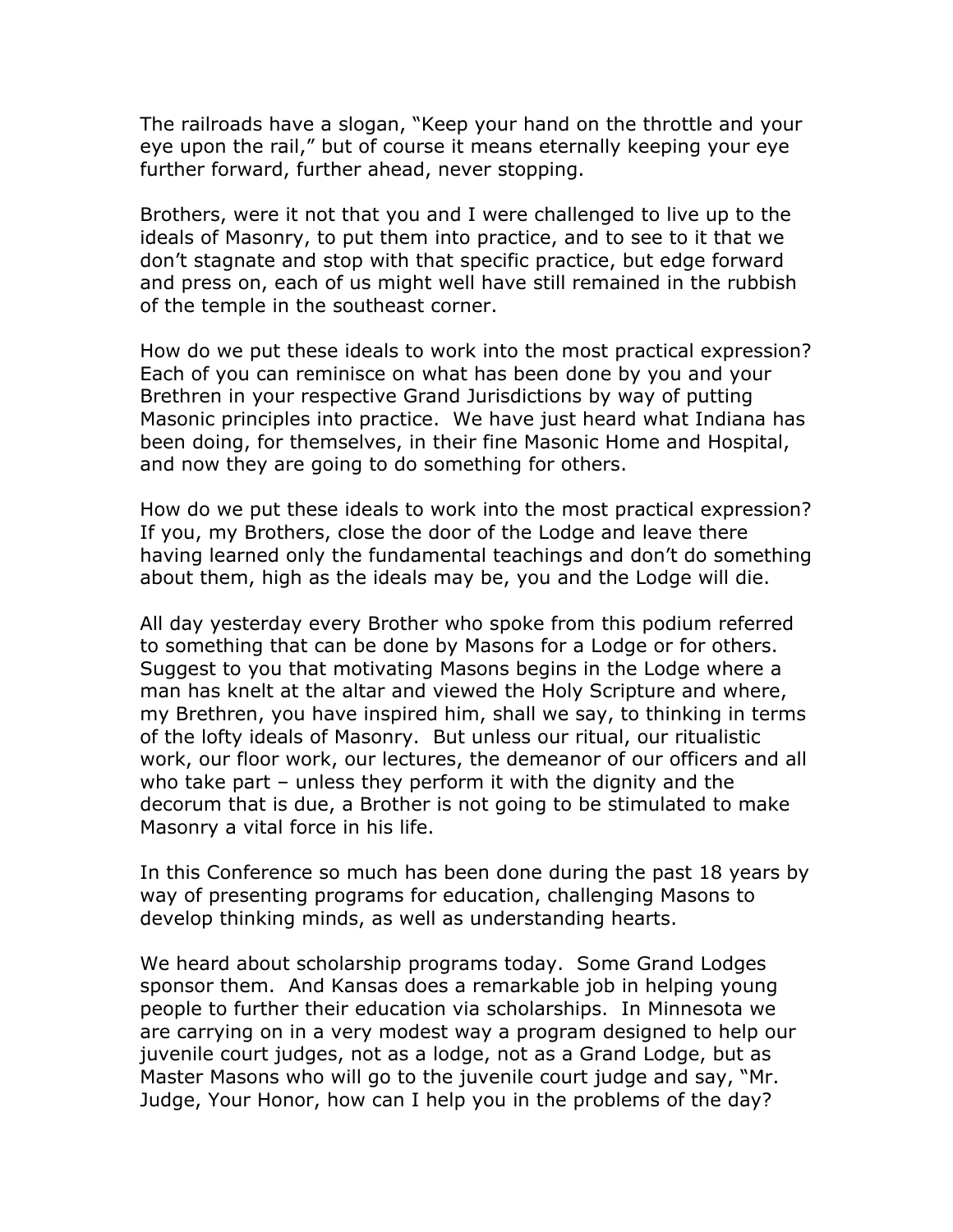The railroads have a slogan, "Keep your hand on the throttle and your eye upon the rail," but of course it means eternally keeping your eye further forward, further ahead, never stopping.

Brothers, were it not that you and I were challenged to live up to the ideals of Masonry, to put them into practice, and to see to it that we don't stagnate and stop with that specific practice, but edge forward and press on, each of us might well have still remained in the rubbish of the temple in the southeast corner.

How do we put these ideals to work into the most practical expression? Each of you can reminisce on what has been done by you and your Brethren in your respective Grand Jurisdictions by way of putting Masonic principles into practice. We have just heard what Indiana has been doing, for themselves, in their fine Masonic Home and Hospital, and now they are going to do something for others.

How do we put these ideals to work into the most practical expression? If you, my Brothers, close the door of the Lodge and leave there having learned only the fundamental teachings and don't do something about them, high as the ideals may be, you and the Lodge will die.

All day yesterday every Brother who spoke from this podium referred to something that can be done by Masons for a Lodge or for others. Suggest to you that motivating Masons begins in the Lodge where a man has knelt at the altar and viewed the Holy Scripture and where, my Brethren, you have inspired him, shall we say, to thinking in terms of the lofty ideals of Masonry. But unless our ritual, our ritualistic work, our floor work, our lectures, the demeanor of our officers and all who take part – unless they perform it with the dignity and the decorum that is due, a Brother is not going to be stimulated to make Masonry a vital force in his life.

In this Conference so much has been done during the past 18 years by way of presenting programs for education, challenging Masons to develop thinking minds, as well as understanding hearts.

We heard about scholarship programs today. Some Grand Lodges sponsor them. And Kansas does a remarkable job in helping young people to further their education via scholarships. In Minnesota we are carrying on in a very modest way a program designed to help our juvenile court judges, not as a lodge, not as a Grand Lodge, but as Master Masons who will go to the juvenile court judge and say, "Mr. Judge, Your Honor, how can I help you in the problems of the day?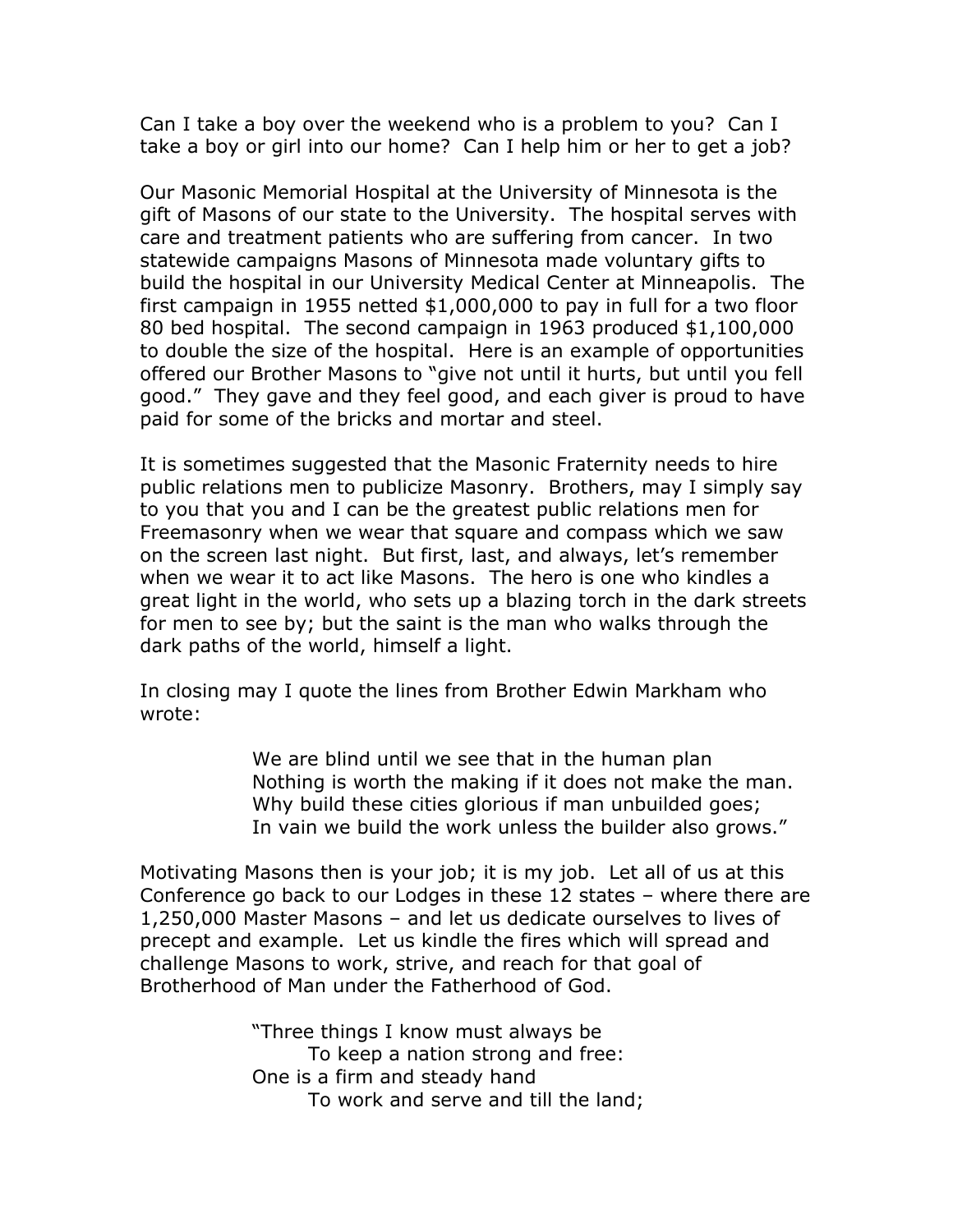Can I take a boy over the weekend who is a problem to you? Can I take a boy or girl into our home? Can I help him or her to get a job?

Our Masonic Memorial Hospital at the University of Minnesota is the gift of Masons of our state to the University. The hospital serves with care and treatment patients who are suffering from cancer. In two statewide campaigns Masons of Minnesota made voluntary gifts to build the hospital in our University Medical Center at Minneapolis. The first campaign in 1955 netted $1,000,000 to pay in full for a two floor 80 bed hospital. The second campaign in 1963 produced $1,100,000 to double the size of the hospital. Here is an example of opportunities offered our Brother Masons to "give not until it hurts, but until you fell good." They gave and they feel good, and each giver is proud to have paid for some of the bricks and mortar and steel.

It is sometimes suggested that the Masonic Fraternity needs to hire public relations men to publicize Masonry. Brothers, may I simply say to you that you and I can be the greatest public relations men for Freemasonry when we wear that square and compass which we saw on the screen last night. But first, last, and always, let's remember when we wear it to act like Masons. The hero is one who kindles a great light in the world, who sets up a blazing torch in the dark streets for men to see by; but the saint is the man who walks through the dark paths of the world, himself a light.

In closing may I quote the lines from Brother Edwin Markham who wrote:

> We are blind until we see that in the human plan
> Nothing is worth the making if it does not make the man.
> Why build these cities glorious if man unbuilded goes;
> In vain we build the work unless the builder also grows."

Motivating Masons then is your job; it is my job. Let all of us at this Conference go back to our Lodges in these 12 states – where there are 1,250,000 Master Masons – and let us dedicate ourselves to lives of precept and example. Let us kindle the fires which will spread and challenge Masons to work, strive, and reach for that goal of Brotherhood of Man under the Fatherhood of God.

> "Three things I know must always be
> &nbsp;&nbsp;&nbsp;&nbsp;To keep a nation strong and free:
> One is a firm and steady hand
> &nbsp;&nbsp;&nbsp;&nbsp;To work and serve and till the land;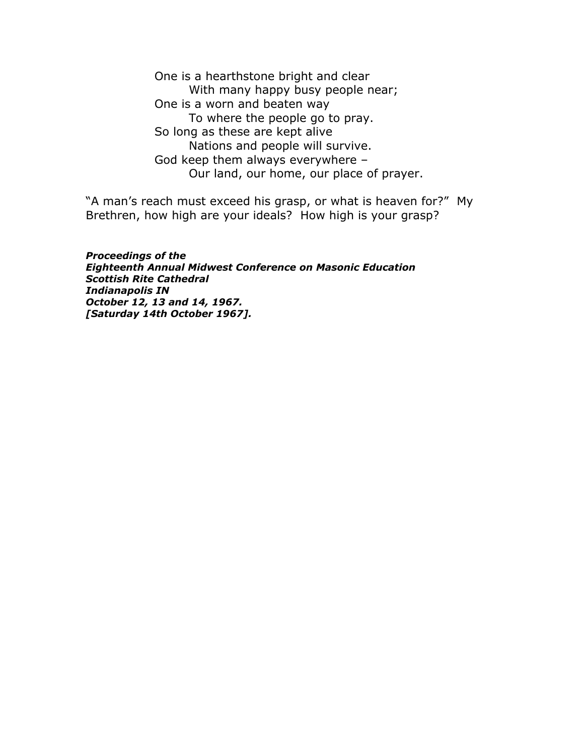One is a hearthstone bright and clear
With many happy busy people near;
One is a worn and beaten way
To where the people go to pray.
So long as these are kept alive
Nations and people will survive.
God keep them always everywhere –
Our land, our home, our place of prayer.

"A man's reach must exceed his grasp, or what is heaven for?" My Brethren, how high are your ideals? How high is your grasp?

***Proceedings of the***
***Eighteenth Annual Midwest Conference on Masonic Education***
***Scottish Rite Cathedral***
***Indianapolis IN***
***October 12, 13 and 14, 1967.***
***[Saturday 14th October 1967].***